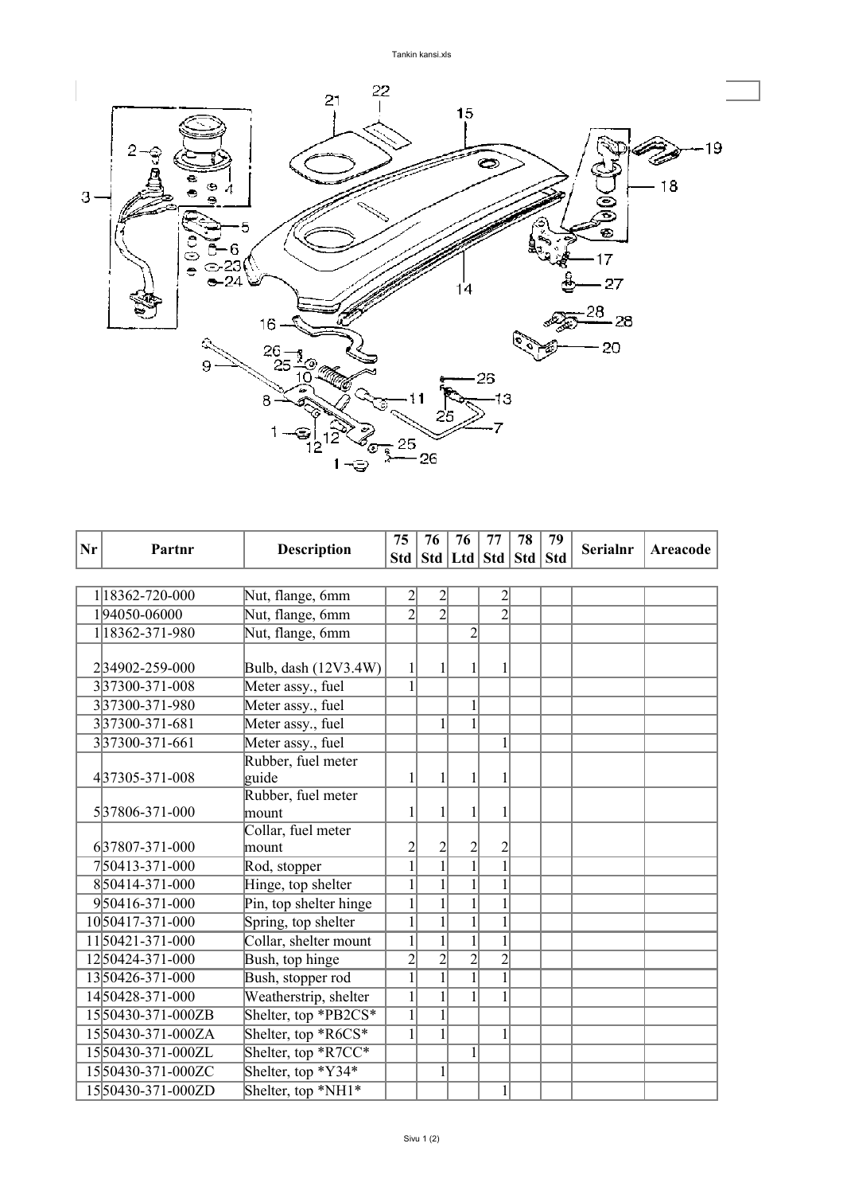| Nr | Partnr | Description | 75 Std | 76 Std | 76 Ltd | 77 Std | 78 Std | 79 Std | Serialnr | Areacode |
|---|---|---|---|---|---|---|---|---|---|---|
| 1 | 18362-720-000 | Nut, flange, 6mm | 2 | 2 | | 2 | | | | |
| 1 | 94050-06000 | Nut, flange, 6mm | 2 | 2 | | 2 | | | | |
| 1 | 18362-371-980 | Nut, flange, 6mm | | | 2 | | | | | |
| 2 | 34902-259-000 | Bulb, dash (12V3.4W) | 1 | 1 | 1 | 1 | | | | |
| 3 | 37300-371-008 | Meter assy., fuel | 1 | | | | | | | |
| 3 | 37300-371-980 | Meter assy., fuel | | | 1 | | | | | |
| 3 | 37300-371-681 | Meter assy., fuel | | 1 | 1 | | | | | |
| 3 | 37300-371-661 | Meter assy., fuel | | | | 1 | | | | |
| 4 | 37305-371-008 | Rubber, fuel meter guide | 1 | 1 | 1 | 1 | | | | |
| 5 | 37806-371-000 | Rubber, fuel meter mount | 1 | 1 | 1 | 1 | | | | |
| 6 | 37807-371-000 | Collar, fuel meter mount | 2 | 2 | 2 | 2 | | | | |
| 7 | 50413-371-000 | Rod, stopper | 1 | 1 | 1 | 1 | | | | |
| 8 | 50414-371-000 | Hinge, top shelter | 1 | 1 | 1 | 1 | | | | |
| 9 | 50416-371-000 | Pin, top shelter hinge | 1 | 1 | 1 | 1 | | | | |
| 10 | 50417-371-000 | Spring, top shelter | 1 | 1 | 1 | 1 | | | | |
| 11 | 50421-371-000 | Collar, shelter mount | 1 | 1 | 1 | 1 | | | | |
| 12 | 50424-371-000 | Bush, top hinge | 2 | 2 | 2 | 2 | | | | |
| 13 | 50426-371-000 | Bush, stopper rod | 1 | 1 | 1 | 1 | | | | |
| 14 | 50428-371-000 | Weatherstrip, shelter | 1 | 1 | 1 | 1 | | | | |
| 15 | 50430-371-000ZB | Shelter, top *PB2CS* | 1 | 1 | | | | | | |
| 15 | 50430-371-000ZA | Shelter, top *R6CS* | 1 | 1 | | 1 | | | | |
| 15 | 50430-371-000ZL | Shelter, top *R7CC* | | | 1 | | | | | |
| 15 | 50430-371-000ZC | Shelter, top *Y34* | | 1 | | | | | | |
| 15 | 50430-371-000ZD | Shelter, top *NH1* | | | | 1 | | | | |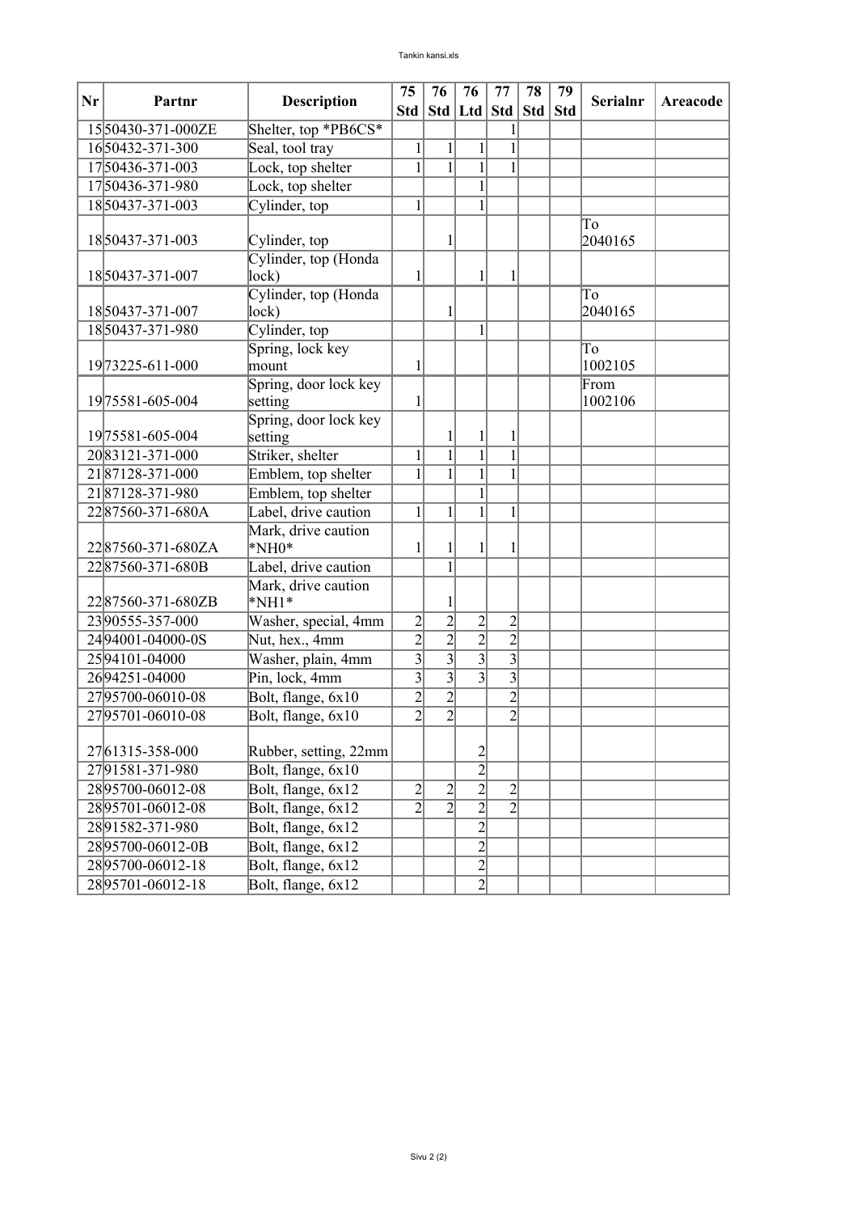| Nr | Partnr | Description | 75 Std | 76 Std | 76 Ltd | 77 Std | 78 Std | 79 Std | Serialnr | Areacode |
|---|---|---|---|---|---|---|---|---|---|---|
| 15 | 50430-371-000ZE | Shelter, top *PB6CS* | | | | 1 | | | | |
| 16 | 50432-371-300 | Seal, tool tray | 1 | 1 | 1 | 1 | | | | |
| 17 | 50436-371-003 | Lock, top shelter | 1 | 1 | 1 | 1 | | | | |
| 17 | 50436-371-980 | Lock, top shelter | | | 1 | | | | | |
| 18 | 50437-371-003 | Cylinder, top | 1 | | 1 | | | | | |
| 18 | 50437-371-003 | Cylinder, top | | 1 | | | | | To 2040165 | |
| 18 | 50437-371-007 | Cylinder, top (Honda lock) | 1 | | 1 | 1 | | | | |
| 18 | 50437-371-007 | Cylinder, top (Honda lock) | | 1 | | | | | To 2040165 | |
| 18 | 50437-371-980 | Cylinder, top | | | 1 | | | | | |
| 19 | 73225-611-000 | Spring, lock key mount | 1 | | | | | | To 1002105 | |
| 19 | 75581-605-004 | Spring, door lock key setting | 1 | | | | | | From 1002106 | |
| 19 | 75581-605-004 | Spring, door lock key setting | | 1 | 1 | 1 | | | | |
| 20 | 83121-371-000 | Striker, shelter | 1 | 1 | 1 | 1 | | | | |
| 21 | 87128-371-000 | Emblem, top shelter | 1 | 1 | 1 | 1 | | | | |
| 21 | 87128-371-980 | Emblem, top shelter | | | 1 | | | | | |
| 22 | 87560-371-680A | Label, drive caution | 1 | 1 | 1 | 1 | | | | |
| 22 | 87560-371-680ZA | Mark, drive caution *NH0* | 1 | 1 | 1 | 1 | | | | |
| 22 | 87560-371-680B | Label, drive caution | | 1 | | | | | | |
| 22 | 87560-371-680ZB | Mark, drive caution *NH1* | | 1 | | | | | | |
| 23 | 90555-357-000 | Washer, special, 4mm | 2 | 2 | 2 | 2 | | | | |
| 24 | 94001-04000-0S | Nut, hex., 4mm | 2 | 2 | 2 | 2 | | | | |
| 25 | 94101-04000 | Washer, plain, 4mm | 3 | 3 | 3 | 3 | | | | |
| 26 | 94251-04000 | Pin, lock, 4mm | 3 | 3 | 3 | 3 | | | | |
| 27 | 95700-06010-08 | Bolt, flange, 6x10 | 2 | 2 | | 2 | | | | |
| 27 | 95701-06010-08 | Bolt, flange, 6x10 | 2 | 2 | | 2 | | | | |
| 27 | 61315-358-000 | Rubber, setting, 22mm | | | 2 | | | | | |
| 27 | 91581-371-980 | Bolt, flange, 6x10 | | | 2 | | | | | |
| 28 | 95700-06012-08 | Bolt, flange, 6x12 | 2 | 2 | 2 | 2 | | | | |
| 28 | 95701-06012-08 | Bolt, flange, 6x12 | 2 | 2 | 2 | 2 | | | | |
| 28 | 91582-371-980 | Bolt, flange, 6x12 | | | 2 | | | | | |
| 28 | 95700-06012-0B | Bolt, flange, 6x12 | | | 2 | | | | | |
| 28 | 95700-06012-18 | Bolt, flange, 6x12 | | | 2 | | | | | |
| 28 | 95701-06012-18 | Bolt, flange, 6x12 | | | 2 | | | | | |